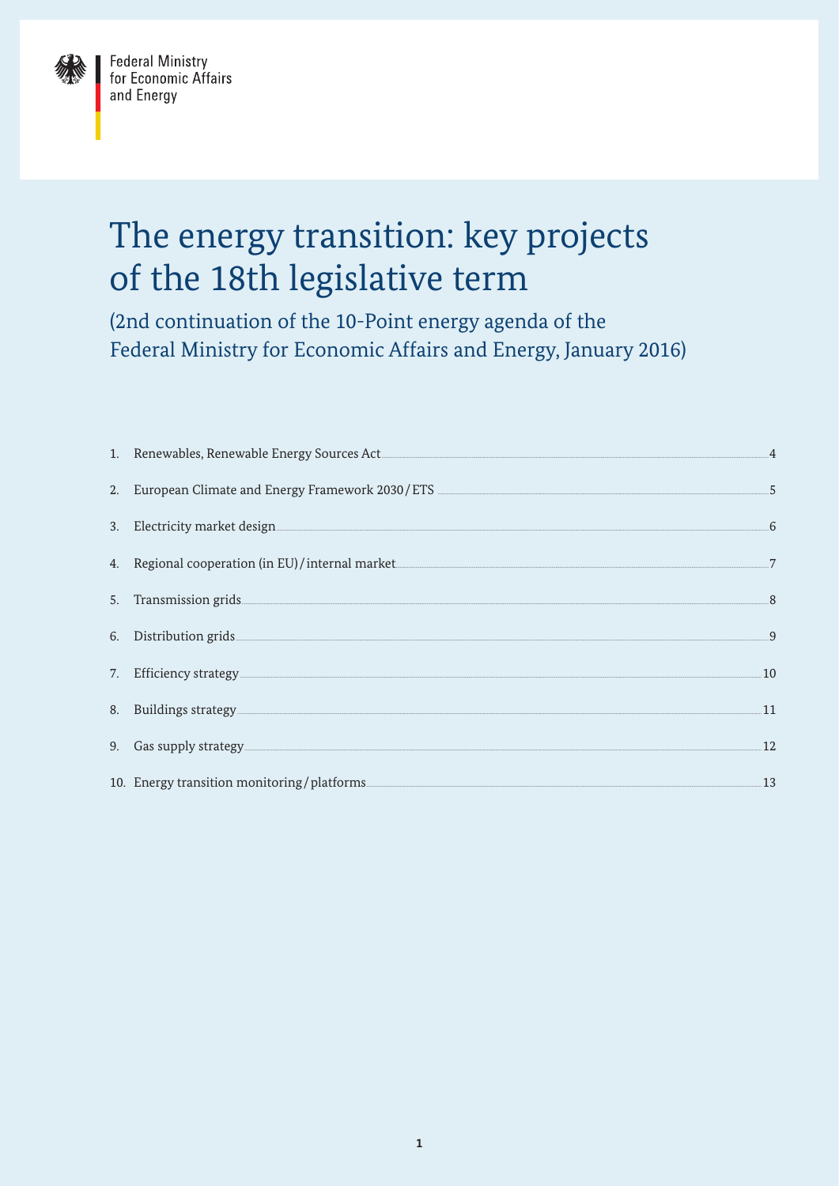Federal Ministry
for Economic Affairs
and Energy

# The energy transition: key projects of the 18th legislative term

## (2nd continuation of the 10-Point energy agenda of the Federal Ministry for Economic Affairs and Energy, January 2016)

| | | |
|---|---|---|
| 1. | Renewables, Renewable Energy Sources Act | 4 |
| 2. | European Climate and Energy Framework 2030/ETS | 5 |
| 3. | Electricity market design | 6 |
| 4. | Regional cooperation (in EU)/internal market | 7 |
| 5. | Transmission grids | 8 |
| 6. | Distribution grids | 9 |
| 7. | Efficiency strategy | 10 |
| 8. | Buildings strategy | 11 |
| 9. | Gas supply strategy | 12 |
| 10. | Energy transition monitoring/platforms | 13 |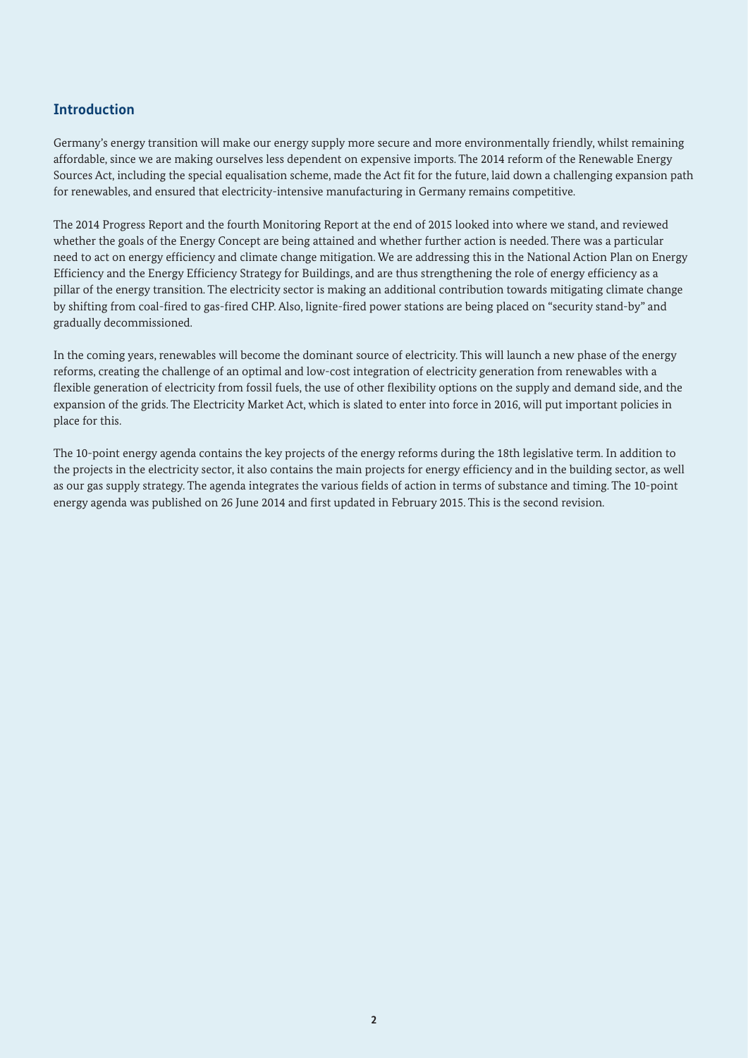## Introduction

Germany's energy transition will make our energy supply more secure and more environmentally friendly, whilst remaining affordable, since we are making ourselves less dependent on expensive imports. The 2014 reform of the Renewable Energy Sources Act, including the special equalisation scheme, made the Act fit for the future, laid down a challenging expansion path for renewables, and ensured that electricity-intensive manufacturing in Germany remains competitive.

The 2014 Progress Report and the fourth Monitoring Report at the end of 2015 looked into where we stand, and reviewed whether the goals of the Energy Concept are being attained and whether further action is needed. There was a particular need to act on energy efficiency and climate change mitigation. We are addressing this in the National Action Plan on Energy Efficiency and the Energy Efficiency Strategy for Buildings, and are thus strengthening the role of energy efficiency as a pillar of the energy transition. The electricity sector is making an additional contribution towards mitigating climate change by shifting from coal-fired to gas-fired CHP. Also, lignite-fired power stations are being placed on "security stand-by" and gradually decommissioned.

In the coming years, renewables will become the dominant source of electricity. This will launch a new phase of the energy reforms, creating the challenge of an optimal and low-cost integration of electricity generation from renewables with a flexible generation of electricity from fossil fuels, the use of other flexibility options on the supply and demand side, and the expansion of the grids. The Electricity Market Act, which is slated to enter into force in 2016, will put important policies in place for this.

The 10-point energy agenda contains the key projects of the energy reforms during the 18th legislative term. In addition to the projects in the electricity sector, it also contains the main projects for energy efficiency and in the building sector, as well as our gas supply strategy. The agenda integrates the various fields of action in terms of substance and timing. The 10-point energy agenda was published on 26 June 2014 and first updated in February 2015. This is the second revision.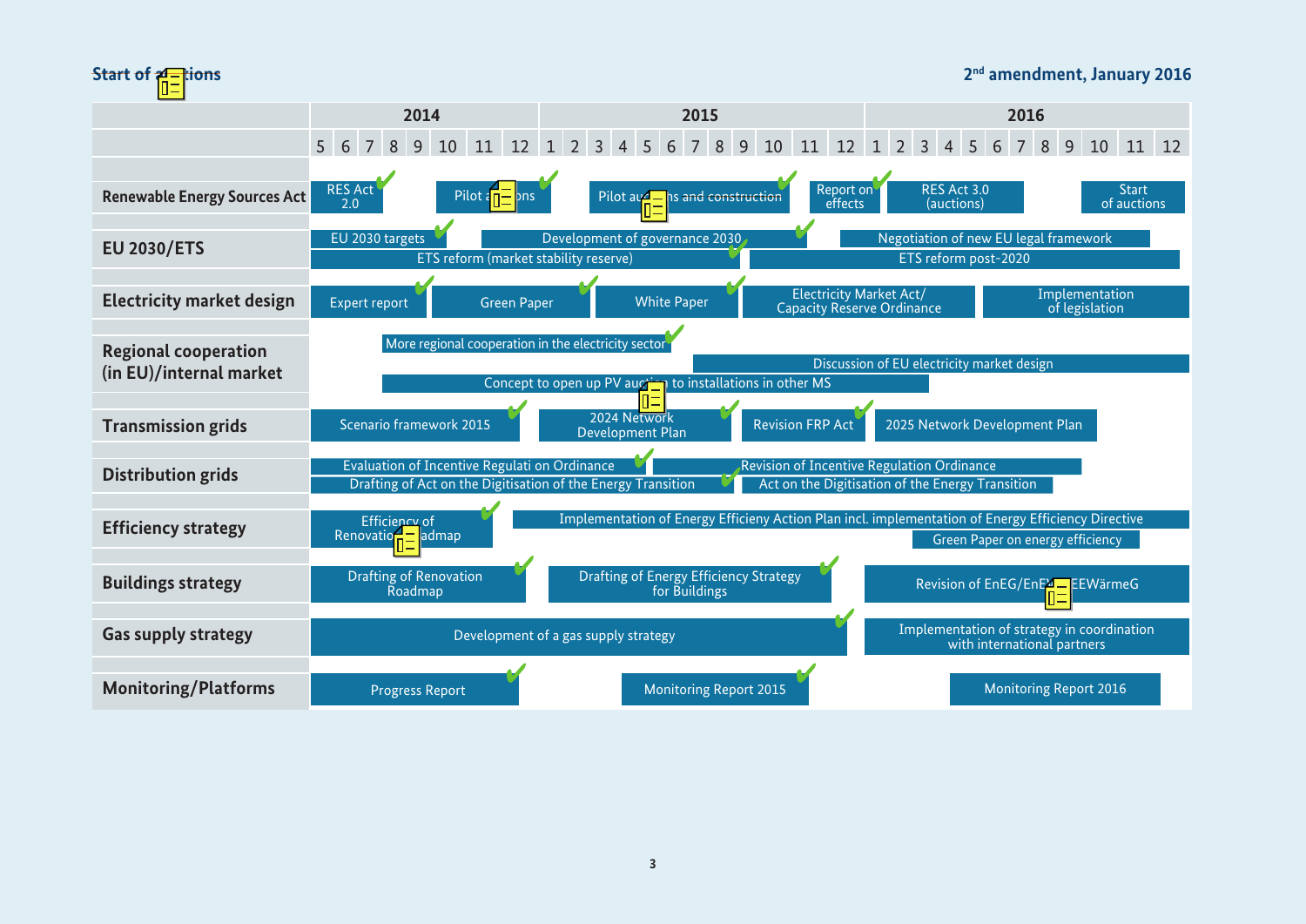**Start of a**[obscured]**tions**

**2nd amendment, January 2016**

| Area | 2014 (months 5–12) | 2015 (months 1–12) | 2016 (months 1–12) |
|---|---|---|---|
| **Renewable Energy Sources Act** | RES Act 2.0 ✔; Pilot a[obscured]ons ✔ | Pilot au[obscured]ns and construction ✔; Report on effects ✔ | RES Act 3.0 (auctions); Start of auctions |
| **EU 2030/ETS** | EU 2030 targets ✔; ETS reform (market stability reserve) ✔ | Development of governance 2030 ✔; ETS reform post-2020 | Negotiation of new EU legal framework; ETS reform post-2020 |
| **Electricity market design** | Expert report ✔; Green Paper ✔ | White Paper ✔; Electricity Market Act/ Capacity Reserve Ordinance | Implementation of legislation |
| **Regional cooperation (in EU)/internal market** | More regional cooperation in the electricity sector ✔; Concept to open up PV auc[obscured]n to installations in other MS | Discussion of EU electricity market design | Discussion of EU electricity market design |
| **Transmission grids** | Scenario framework 2015 ✔ | 2024 Network Development Plan ✔; Revision FRP Act ✔ | 2025 Network Development Plan |
| **Distribution grids** | Evaluation of Incentive Regulati on Ordinance ✔; Drafting of Act on the Digitisation of the Energy Transition ✔ | Revision of Incentive Regulation Ordinance; Act on the Digitisation of the Energy Transition | Revision of Incentive Regulation Ordinance; Act on the Digitisation of the Energy Transition |
| **Efficiency strategy** | Efficiency of Renovatio[obscured]admap ✔ | Implementation of Energy Efficieny Action Plan incl. implementation of Energy Efficiency Directive | Green Paper on energy efficiency |
| **Buildings strategy** | Drafting of Renovation Roadmap ✔ | Drafting of Energy Efficiency Strategy for Buildings ✔ | Revision of EnEG/EnE[obscured]EEWärmeG |
| **Gas supply strategy** | Development of a gas supply strategy ✔ | Development of a gas supply strategy ✔ | Implementation of strategy in coordination with international partners |
| **Monitoring/Platforms** | Progress Report ✔ | Monitoring Report 2015 ✔ | Monitoring Report 2016 |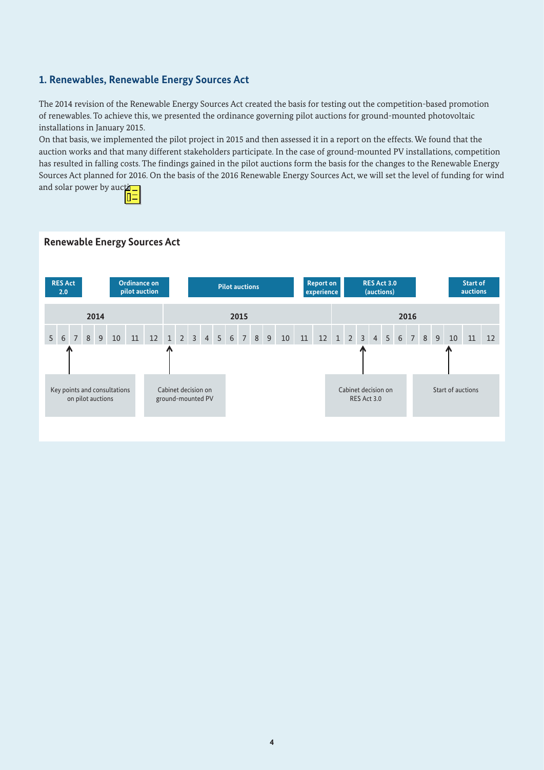## 1. Renewables, Renewable Energy Sources Act

The 2014 revision of the Renewable Energy Sources Act created the basis for testing out the competition-based promotion of renewables. To achieve this, we presented the ordinance governing pilot auctions for ground-mounted photovoltaic installations in January 2015.

On that basis, we implemented the pilot project in 2015 and then assessed it in a report on the effects. We found that the auction works and that many different stakeholders participate. In the case of ground-mounted PV installations, competition has resulted in falling costs. The findings gained in the pilot auctions form the basis for the changes to the Renewable Energy Sources Act planned for 2016. On the basis of the 2016 Renewable Energy Sources Act, we will set the level of funding for wind and solar power by aucti

### Renewable Energy Sources Act

| Period | Milestone |
|---|---|
| 2014, months 5–6 | RES Act 2.0 |
| 2014, months 10–11 | Ordinance on pilot auction |
| 2015, months 3–9 | Pilot auctions |
| 2015, month 12 | Report on experience |
| 2016, months 2–4 | RES Act 3.0 (auctions) |
| 2016, months 11–12 | Start of auctions |

| Date | Event |
|---|---|
| 2014, month 6 | Key points and consultations on pilot auctions |
| 2015, month 1 | Cabinet decision on ground-mounted PV |
| 2016, month 3 | Cabinet decision on RES Act 3.0 |
| 2016, month 10 | Start of auctions |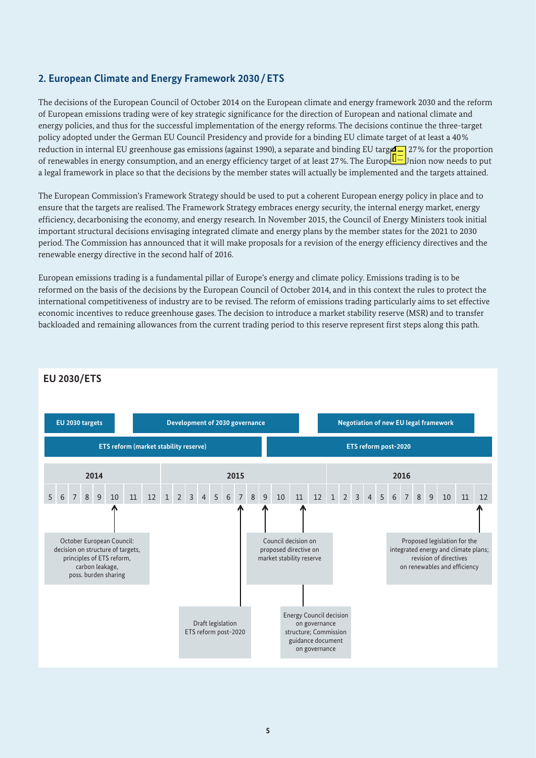## 2. European Climate and Energy Framework 2030 / ETS

The decisions of the European Council of October 2014 on the European climate and energy framework 2030 and the reform of European emissions trading were of key strategic significance for the direction of European and national climate and energy policies, and thus for the successful implementation of the energy reforms. The decisions continue the three-target policy adopted under the German EU Council Presidency and provide for a binding EU climate target of at least a 40% reduction in internal EU greenhouse gas emissions (against 1990), a separate and binding EU target of 27% for the proportion of renewables in energy consumption, and an energy efficiency target of at least 27%. The European Union now needs to put a legal framework in place so that the decisions by the member states will actually be implemented and the targets attained.

The European Commission's Framework Strategy should be used to put a coherent European energy policy in place and to ensure that the targets are realised. The Framework Strategy embraces energy security, the internal energy market, energy efficiency, decarbonising the economy, and energy research. In November 2015, the Council of Energy Ministers took initial important structural decisions envisaging integrated climate and energy plans by the member states for the 2021 to 2030 period. The Commission has announced that it will make proposals for a revision of the energy efficiency directives and the renewable energy directive in the second half of 2016.

European emissions trading is a fundamental pillar of Europe's energy and climate policy. Emissions trading is to be reformed on the basis of the decisions by the European Council of October 2014, and in this context the rules to protect the international competitiveness of industry are to be revised. The reform of emissions trading particularly aims to set effective economic incentives to reduce greenhouse gases. The decision to introduce a market stability reserve (MSR) and to transfer backloaded and remaining allowances from the current trading period to this reserve represent first steps along this path.

### EU 2030/ETS

- EU 2030 targets (2014)
- Development of 2030 governance (2015)
- Negotiation of new EU legal framework (2016)
- ETS reform (market stability reserve) (5/2014 – 9/2015)
- ETS reform post-2020 (10/2015 – 12/2016)

Timeline:

- 2014, month 10: October European Council: decision on structure of targets, principles of ETS reform, carbon leakage, poss. burden sharing
- 2015, month 7: Draft legislation ETS reform post-2020
- 2015, month 9: Council decision on proposed directive on market stability reserve
- 2015, month 11: Energy Council decision on governance structure; Commission guidance document on governance
- 2016, month 12: Proposed legislation for the integrated energy and climate plans; revision of directives on renewables and efficiency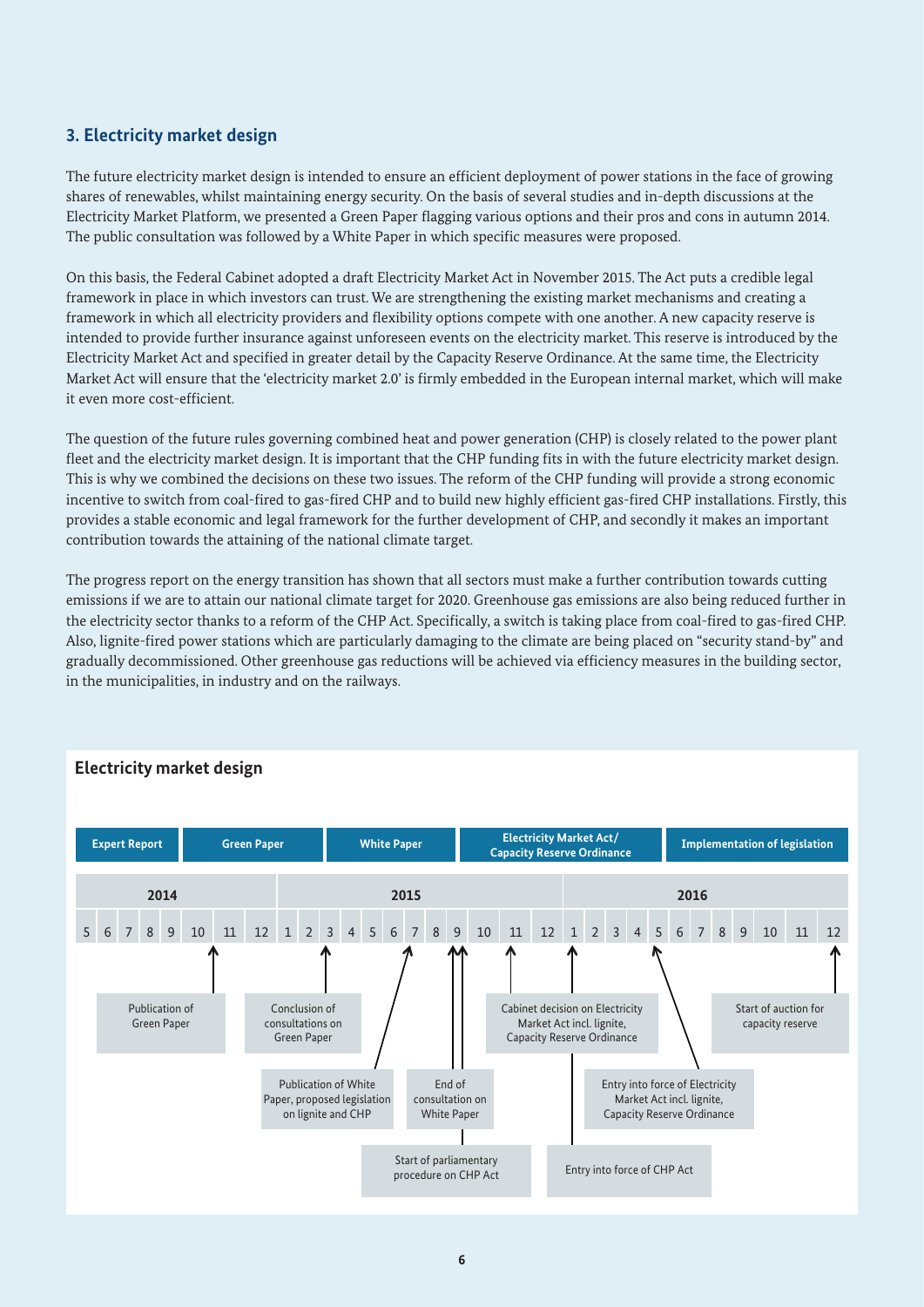## 3. Electricity market design

The future electricity market design is intended to ensure an efficient deployment of power stations in the face of growing shares of renewables, whilst maintaining energy security. On the basis of several studies and in-depth discussions at the Electricity Market Platform, we presented a Green Paper flagging various options and their pros and cons in autumn 2014. The public consultation was followed by a White Paper in which specific measures were proposed.

On this basis, the Federal Cabinet adopted a draft Electricity Market Act in November 2015. The Act puts a credible legal framework in place in which investors can trust. We are strengthening the existing market mechanisms and creating a framework in which all electricity providers and flexibility options compete with one another. A new capacity reserve is intended to provide further insurance against unforeseen events on the electricity market. This reserve is introduced by the Electricity Market Act and specified in greater detail by the Capacity Reserve Ordinance. At the same time, the Electricity Market Act will ensure that the 'electricity market 2.0' is firmly embedded in the European internal market, which will make it even more cost-efficient.

The question of the future rules governing combined heat and power generation (CHP) is closely related to the power plant fleet and the electricity market design. It is important that the CHP funding fits in with the future electricity market design. This is why we combined the decisions on these two issues. The reform of the CHP funding will provide a strong economic incentive to switch from coal-fired to gas-fired CHP and to build new highly efficient gas-fired CHP installations. Firstly, this provides a stable economic and legal framework for the further development of CHP, and secondly it makes an important contribution towards the attaining of the national climate target.

The progress report on the energy transition has shown that all sectors must make a further contribution towards cutting emissions if we are to attain our national climate target for 2020. Greenhouse gas emissions are also being reduced further in the electricity sector thanks to a reform of the CHP Act. Specifically, a switch is taking place from coal-fired to gas-fired CHP. Also, lignite-fired power stations which are particularly damaging to the climate are being placed on "security stand-by" and gradually decommissioned. Other greenhouse gas reductions will be achieved via efficiency measures in the building sector, in the municipalities, in industry and on the railways.

### Electricity market design

Phases: Expert Report | Green Paper | White Paper | Electricity Market Act/ Capacity Reserve Ordinance | Implementation of legislation

| Date | Milestone |
|---|---|
| 10/2014 | Publication of Green Paper |
| 3/2015 | Conclusion of consultations on Green Paper |
| 7/2015 | Publication of White Paper, proposed legislation on lignite and CHP |
| 9/2015 | End of consultation on White Paper |
| 9/2015 | Start of parliamentary procedure on CHP Act |
| 11/2015 | Cabinet decision on Electricity Market Act incl. lignite, Capacity Reserve Ordinance |
| 1/2016 | Entry into force of CHP Act |
| 5/2016 | Entry into force of Electricity Market Act incl. lignite, Capacity Reserve Ordinance |
| 12/2016 | Start of auction for capacity reserve |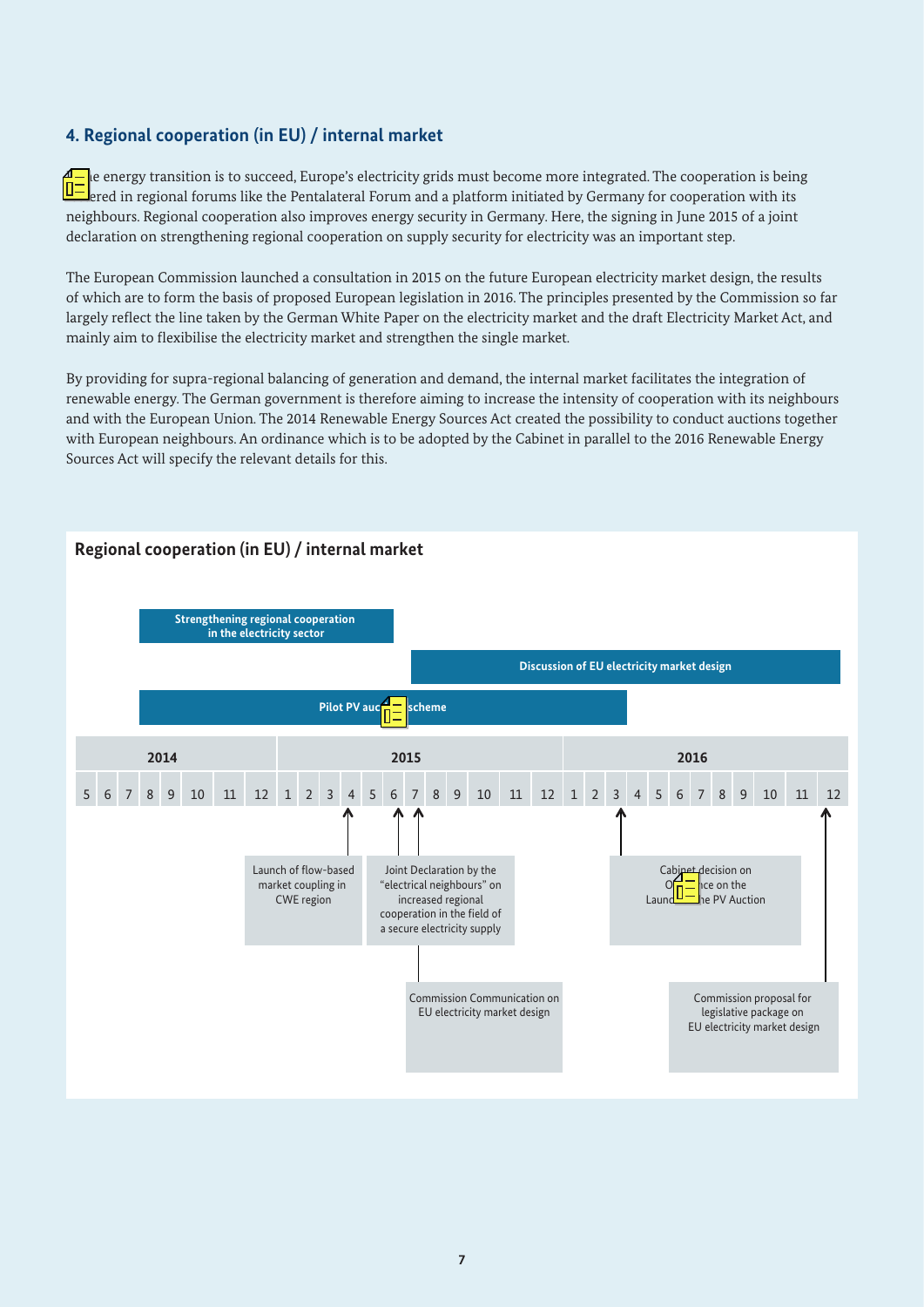## 4. Regional cooperation (in EU) / internal market

If the energy transition is to succeed, Europe's electricity grids must become more integrated. The cooperation is being fostered in regional forums like the Pentalateral Forum and a platform initiated by Germany for cooperation with its neighbours. Regional cooperation also improves energy security in Germany. Here, the signing in June 2015 of a joint declaration on strengthening regional cooperation on supply security for electricity was an important step.

The European Commission launched a consultation in 2015 on the future European electricity market design, the results of which are to form the basis of proposed European legislation in 2016. The principles presented by the Commission so far largely reflect the line taken by the German White Paper on the electricity market and the draft Electricity Market Act, and mainly aim to flexibilise the electricity market and strengthen the single market.

By providing for supra-regional balancing of generation and demand, the internal market facilitates the integration of renewable energy. The German government is therefore aiming to increase the intensity of cooperation with its neighbours and with the European Union. The 2014 Renewable Energy Sources Act created the possibility to conduct auctions together with European neighbours. An ordinance which is to be adopted by the Cabinet in parallel to the 2016 Renewable Energy Sources Act will specify the relevant details for this.

### Regional cooperation (in EU) / internal market

Timeline (2014: months 5–12; 2015: months 1–12; 2016: months 1–12):

- **Strengthening regional cooperation in the electricity sector** (2014/8 – 2015/6)
- **Discussion of EU electricity market design** (2015/7 – 2016/12)
- **Pilot PV auction scheme** (2014/8 – 2016/3)

Milestones:

- 2015/4: Launch of flow-based market coupling in CWE region
- 2015/6: Joint Declaration by the "electrical neighbours" on increased regional cooperation in the field of a secure electricity supply
- 2015/7: Commission Communication on EU electricity market design
- 2016/3: Cabinet decision on Ordinance on the Launch of the PV Auction
- 2016/12: Commission proposal for legislative package on EU electricity market design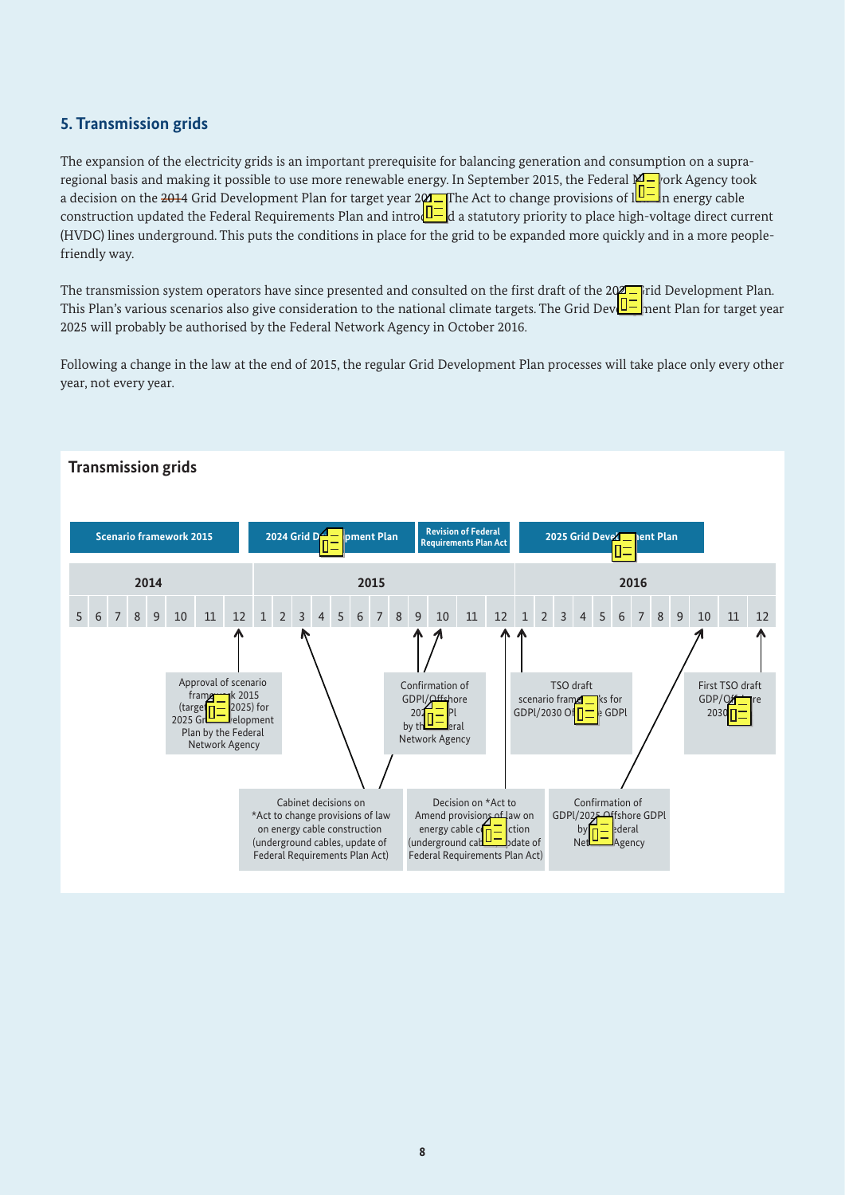## 5. Transmission grids

The expansion of the electricity grids is an important prerequisite for balancing generation and consumption on a supra-regional basis and making it possible to use more renewable energy. In September 2015, the Federal Network Agency took a decision on the 2014 Grid Development Plan for target year 2024. The Act to change provisions of law on energy cable construction updated the Federal Requirements Plan and introduced a statutory priority to place high-voltage direct current (HVDC) lines underground. This puts the conditions in place for the grid to be expanded more quickly and in a more people-friendly way.

The transmission system operators have since presented and consulted on the first draft of the 2025 Grid Development Plan. This Plan's various scenarios also give consideration to the national climate targets. The Grid Development Plan for target year 2025 will probably be authorised by the Federal Network Agency in October 2016.

Following a change in the law at the end of 2015, the regular Grid Development Plan processes will take place only every other year, not every year.

### Transmission grids

Scenario framework 2015 | 2024 Grid Development Plan | Revision of Federal Requirements Plan Act | 2025 Grid Development Plan

2014: 5 6 7 8 9 10 11 12 | 2015: 1 2 3 4 5 6 7 8 9 10 11 12 | 2016: 1 2 3 4 5 6 7 8 9 10 11 12

- Approval of scenario framework 2015 (target year 2025) for 2025 Grid Development Plan by the Federal Network Agency
- Cabinet decisions on *Act to change provisions of law on energy cable construction (underground cables, update of Federal Requirements Plan Act)
- Confirmation of GDPl/Offshore 2024 GDPl by the Federal Network Agency
- Decision on *Act to Amend provisions of law on energy cable construction (underground cables, update of Federal Requirements Plan Act)
- TSO draft scenario frameworks for GDPl/2030 Offshore GDPl
- Confirmation of GDPl/2025 Offshore GDPl by Federal Network Agency
- First TSO draft GDP/Offshore 2030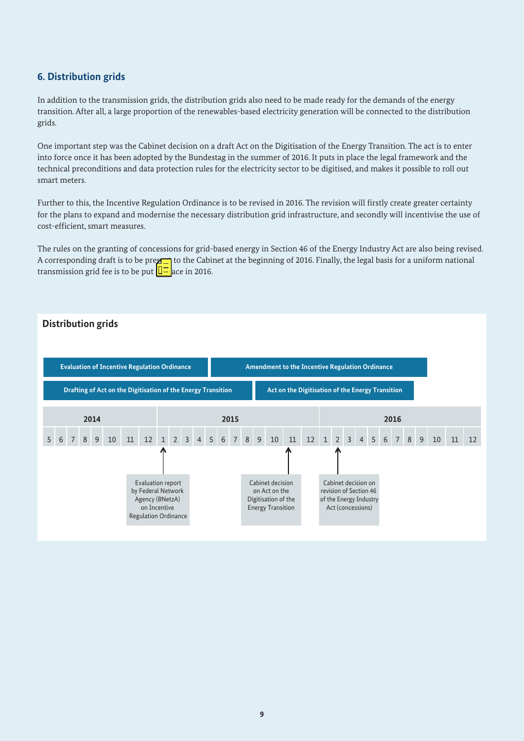## 6. Distribution grids

In addition to the transmission grids, the distribution grids also need to be made ready for the demands of the energy transition. After all, a large proportion of the renewables-based electricity generation will be connected to the distribution grids.

One important step was the Cabinet decision on a draft Act on the Digitisation of the Energy Transition. The act is to enter into force once it has been adopted by the Bundestag in the summer of 2016. It puts in place the legal framework and the technical preconditions and data protection rules for the electricity sector to be digitised, and makes it possible to roll out smart meters.

Further to this, the Incentive Regulation Ordinance is to be revised in 2016. The revision will firstly create greater certainty for the plans to expand and modernise the necessary distribution grid infrastructure, and secondly will incentivise the use of cost-efficient, smart measures.

The rules on the granting of concessions for grid-based energy in Section 46 of the Energy Industry Act are also being revised. A corresponding draft is to be presented to the Cabinet at the beginning of 2016. Finally, the legal basis for a uniform national transmission grid fee is to be put in place in 2016.

### Distribution grids

| Process | Period |
| --- | --- |
| Evaluation of Incentive Regulation Ordinance | 2014 (5) – 2015 (6) |
| Amendment to the Incentive Regulation Ordinance | 2015 (6) – 2016 (8) |
| Drafting of Act on the Digitisation of the Energy Transition | 2014 (5) – 2015 (9) |
| Act on the Digitisation of the Energy Transition | 2015 (9) – 2016 (7) |

| Milestone | Date |
| --- | --- |
| Evaluation report by Federal Network Agency (BNetzA) on Incentive Regulation Ordinance | 2015 (1) |
| Cabinet decision on Act on the Digitisation of the Energy Transition | 2015 (11) |
| Cabinet decision on revision of Section 46 of the Energy Industry Act (concessions) | 2016 (2) |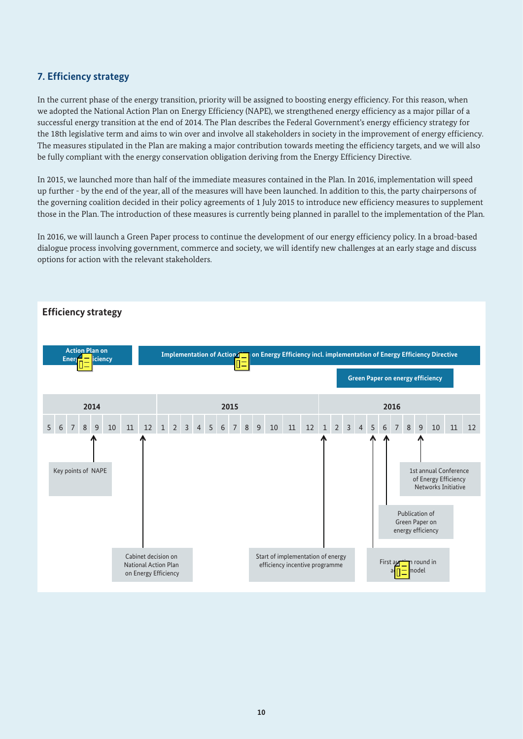## 7. Efficiency strategy

In the current phase of the energy transition, priority will be assigned to boosting energy efficiency. For this reason, when we adopted the National Action Plan on Energy Efficiency (NAPE), we strengthened energy efficiency as a major pillar of a successful energy transition at the end of 2014. The Plan describes the Federal Government's energy efficiency strategy for the 18th legislative term and aims to win over and involve all stakeholders in society in the improvement of energy efficiency. The measures stipulated in the Plan are making a major contribution towards meeting the efficiency targets, and we will also be fully compliant with the energy conservation obligation deriving from the Energy Efficiency Directive.

In 2015, we launched more than half of the immediate measures contained in the Plan. In 2016, implementation will speed up further - by the end of the year, all of the measures will have been launched. In addition to this, the party chairpersons of the governing coalition decided in their policy agreements of 1 July 2015 to introduce new efficiency measures to supplement those in the Plan. The introduction of these measures is currently being planned in parallel to the implementation of the Plan.

In 2016, we will launch a Green Paper process to continue the development of our energy efficiency policy. In a broad-based dialogue process involving government, commerce and society, we will identify new challenges at an early stage and discuss options for action with the relevant stakeholders.

### Efficiency strategy

**Action Plan on Energy Efficiency** (2014)

**Implementation of Action Plan on Energy Efficiency incl. implementation of Energy Efficiency Directive** (2015–2016)

**Green Paper on energy efficiency** (2016)

| Date | Milestone |
|---|---|
| 2014, month 9 | Key points of NAPE |
| 2014, month 12 | Cabinet decision on National Action Plan on Energy Efficiency |
| 2016, month 1 | Start of implementation of energy efficiency incentive programme |
| 2016, month 5 | First auction round in a pilot model |
| 2016, month 6 | Publication of Green Paper on energy efficiency |
| 2016, month 9 | 1st annual Conference of Energy Efficiency Networks Initiative |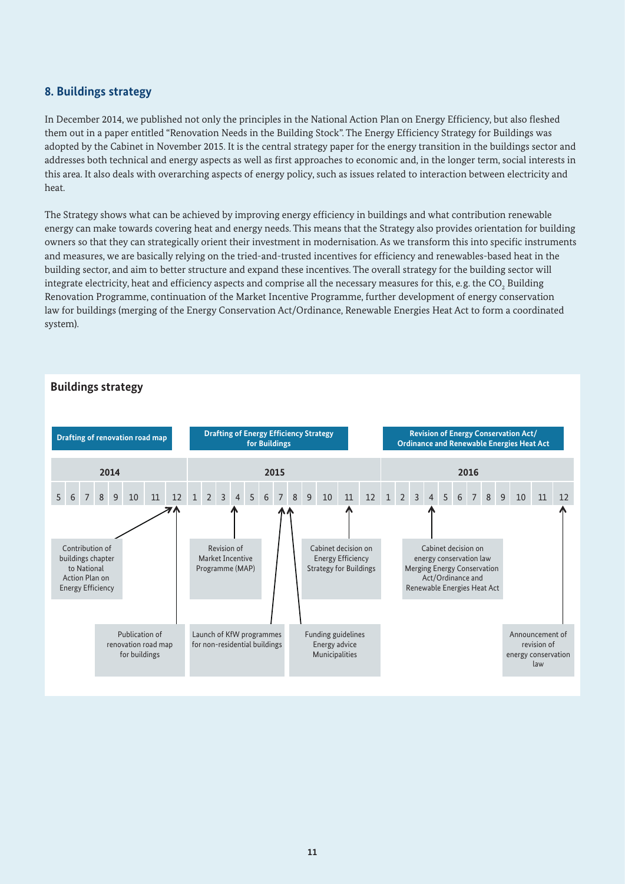## 8. Buildings strategy

In December 2014, we published not only the principles in the National Action Plan on Energy Efficiency, but also fleshed them out in a paper entitled "Renovation Needs in the Building Stock". The Energy Efficiency Strategy for Buildings was adopted by the Cabinet in November 2015. It is the central strategy paper for the energy transition in the buildings sector and addresses both technical and energy aspects as well as first approaches to economic and, in the longer term, social interests in this area. It also deals with overarching aspects of energy policy, such as issues related to interaction between electricity and heat.

The Strategy shows what can be achieved by improving energy efficiency in buildings and what contribution renewable energy can make towards covering heat and energy needs. This means that the Strategy also provides orientation for building owners so that they can strategically orient their investment in modernisation. As we transform this into specific instruments and measures, we are basically relying on the tried-and-trusted incentives for efficiency and renewables-based heat in the building sector, and aim to better structure and expand these incentives. The overall strategy for the building sector will integrate electricity, heat and efficiency aspects and comprise all the necessary measures for this, e.g. the $CO_2$ Building Renovation Programme, continuation of the Market Incentive Programme, further development of energy conservation law for buildings (merging of the Energy Conservation Act/Ordinance, Renewable Energies Heat Act to form a coordinated system).

### Buildings strategy

**Drafting of renovation road map** (2014) | **Drafting of Energy Efficiency Strategy for Buildings** (2015) | **Revision of Energy Conservation Act/ Ordinance and Renewable Energies Heat Act** (2016)

| Date | Milestone |
|---|---|
| 2014, month 12 | Contribution of buildings chapter to National Action Plan on Energy Efficiency |
| 2014, month 12 | Publication of renovation road map for buildings |
| 2015, month 4 | Revision of Market Incentive Programme (MAP) |
| 2015, month 7 | Launch of KfW programmes for non-residential buildings |
| 2015, month 8 | Funding guidelines Energy advice Municipalities |
| 2015, month 11 | Cabinet decision on Energy Efficiency Strategy for Buildings |
| 2016, month 4 | Cabinet decision on energy conservation law Merging Energy Conservation Act/Ordinance and Renewable Energies Heat Act |
| 2016, month 12 | Announcement of revision of energy conservation law |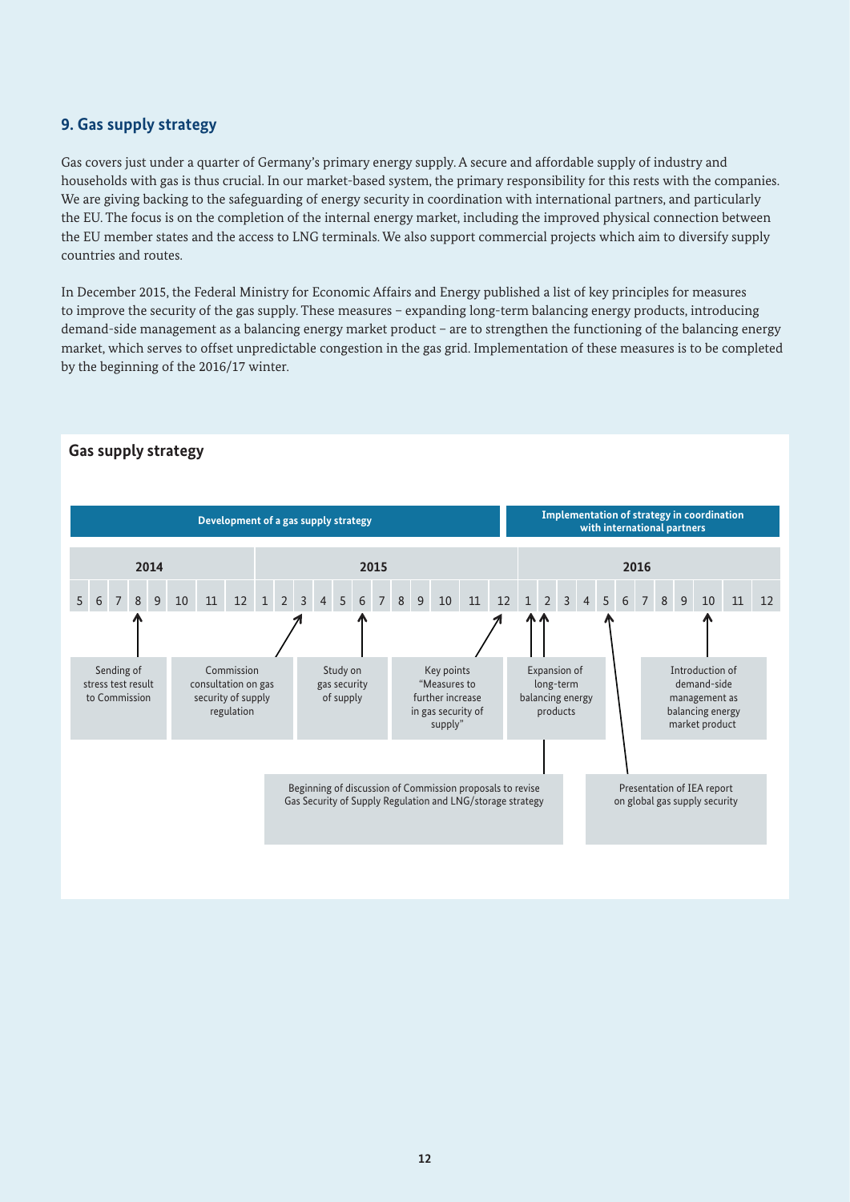## 9. Gas supply strategy

Gas covers just under a quarter of Germany's primary energy supply. A secure and affordable supply of industry and households with gas is thus crucial. In our market-based system, the primary responsibility for this rests with the companies. We are giving backing to the safeguarding of energy security in coordination with international partners, and particularly the EU. The focus is on the completion of the internal energy market, including the improved physical connection between the EU member states and the access to LNG terminals. We also support commercial projects which aim to diversify supply countries and routes.

In December 2015, the Federal Ministry for Economic Affairs and Energy published a list of key principles for measures to improve the security of the gas supply. These measures – expanding long-term balancing energy products, introducing demand-side management as a balancing energy market product – are to strengthen the functioning of the balancing energy market, which serves to offset unpredictable congestion in the gas grid. Implementation of these measures is to be completed by the beginning of the 2016/17 winter.

### Gas supply strategy

**Development of a gas supply strategy** (2014–2015)

**Implementation of strategy in coordination with international partners** (2016)

| Date | Event |
| --- | --- |
| 2014-8 | Sending of stress test result to Commission |
| 2015-3 | Commission consultation on gas security of supply regulation |
| 2015-6 | Study on gas security of supply |
| 2015-12 | Key points "Measures to further increase in gas security of supply" |
| 2016-1 | Beginning of discussion of Commission proposals to revise Gas Security of Supply Regulation and LNG/storage strategy |
| 2016-2 | Expansion of long-term balancing energy products |
| 2016-5 | Presentation of IEA report on global gas supply security |
| 2016-10 | Introduction of demand-side management as balancing energy market product |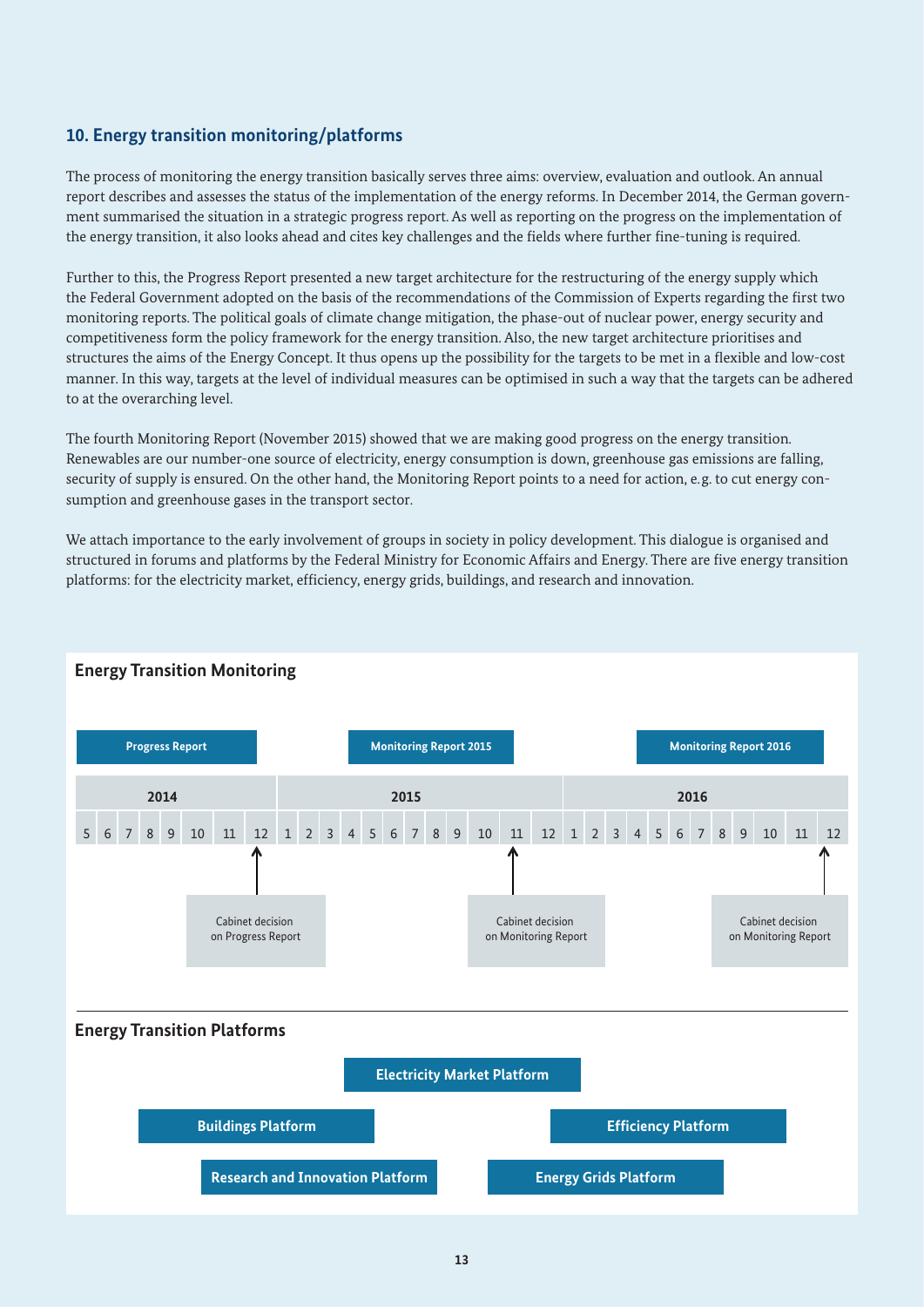## 10. Energy transition monitoring/platforms

The process of monitoring the energy transition basically serves three aims: overview, evaluation and outlook. An annual report describes and assesses the status of the implementation of the energy reforms. In December 2014, the German government summarised the situation in a strategic progress report. As well as reporting on the progress on the implementation of the energy transition, it also looks ahead and cites key challenges and the fields where further fine-tuning is required.

Further to this, the Progress Report presented a new target architecture for the restructuring of the energy supply which the Federal Government adopted on the basis of the recommendations of the Commission of Experts regarding the first two monitoring reports. The political goals of climate change mitigation, the phase-out of nuclear power, energy security and competitiveness form the policy framework for the energy transition. Also, the new target architecture prioritises and structures the aims of the Energy Concept. It thus opens up the possibility for the targets to be met in a flexible and low-cost manner. In this way, targets at the level of individual measures can be optimised in such a way that the targets can be adhered to at the overarching level.

The fourth Monitoring Report (November 2015) showed that we are making good progress on the energy transition. Renewables are our number-one source of electricity, energy consumption is down, greenhouse gas emissions are falling, security of supply is ensured. On the other hand, the Monitoring Report points to a need for action, e.g. to cut energy consumption and greenhouse gases in the transport sector.

We attach importance to the early involvement of groups in society in policy development. This dialogue is organised and structured in forums and platforms by the Federal Ministry for Economic Affairs and Energy. There are five energy transition platforms: for the electricity market, efficiency, energy grids, buildings, and research and innovation.

### Energy Transition Monitoring

Progress Report

Monitoring Report 2015

Monitoring Report 2016

2014

2015

2016

5 6 7 8 9 10 11 12 1 2 3 4 5 6 7 8 9 10 11 12 1 2 3 4 5 6 7 8 9 10 11 12

Cabinet decision on Progress Report

Cabinet decision on Monitoring Report

Cabinet decision on Monitoring Report

### Energy Transition Platforms

Electricity Market Platform

Buildings Platform

Efficiency Platform

Research and Innovation Platform

Energy Grids Platform